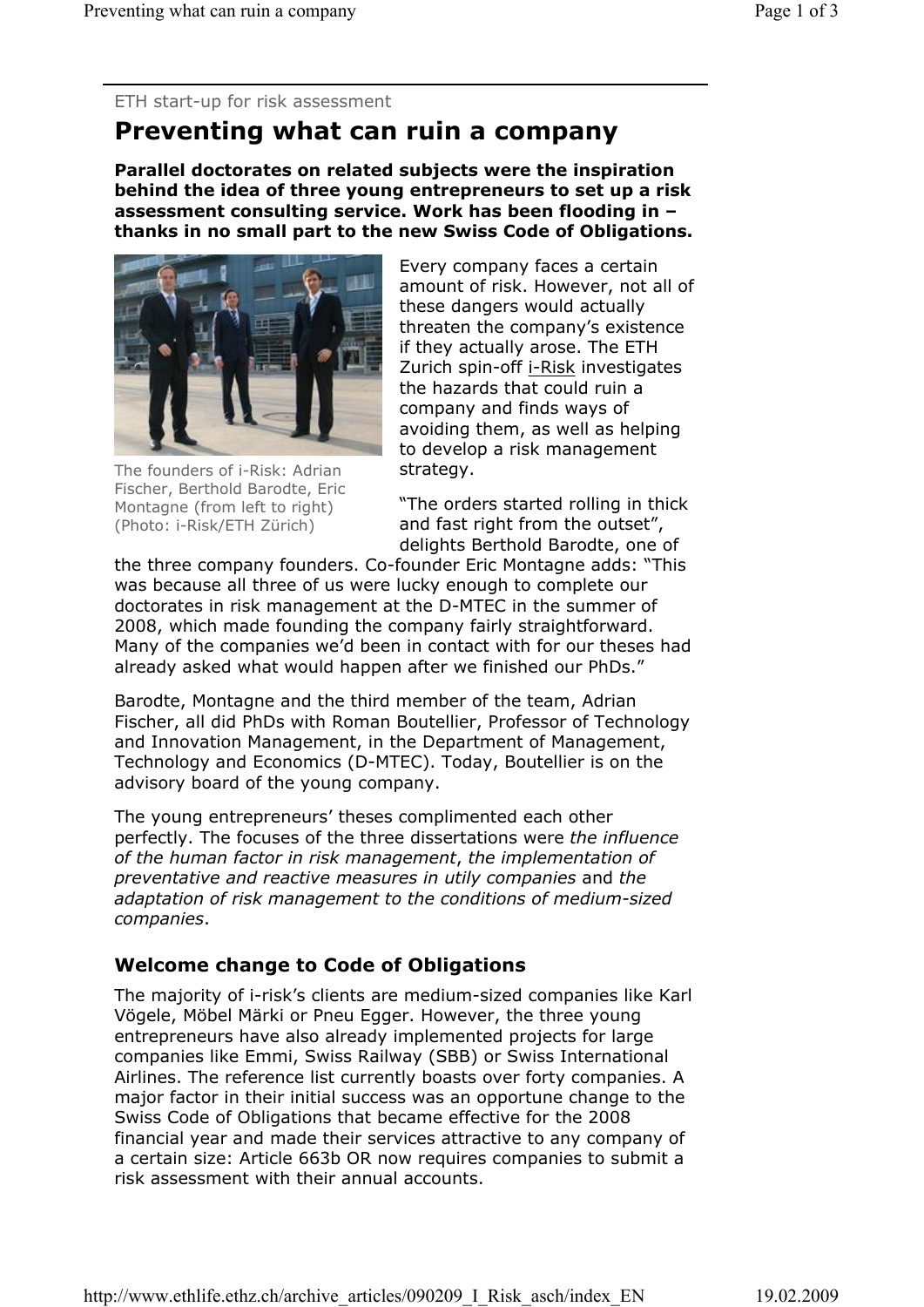ETH start-up for risk assessment

# Preventing what can ruin a company

**Parallel doctorates on related subjects were the inspiration behind the idea of three young entrepreneurs to set up a risk assessment consulting service. Work has been flooding in – thanks in no small part to the new Swiss Code of Obligations.**

The founders of i-Risk: Adrian Fischer, Berthold Barodte, Eric Montagne (from left to right) (Photo: i-Risk/ETH Zürich)

Every company faces a certain amount of risk. However, not all of these dangers would actually threaten the company's existence if they actually arose. The ETH Zurich spin-off i-Risk investigates the hazards that could ruin a company and finds ways of avoiding them, as well as helping to develop a risk management strategy.

"The orders started rolling in thick and fast right from the outset", delights Berthold Barodte, one of the three company founders. Co-founder Eric Montagne adds: "This was because all three of us were lucky enough to complete our doctorates in risk management at the D-MTEC in the summer of 2008, which made founding the company fairly straightforward. Many of the companies we'd been in contact with for our theses had already asked what would happen after we finished our PhDs."

Barodte, Montagne and the third member of the team, Adrian Fischer, all did PhDs with Roman Boutellier, Professor of Technology and Innovation Management, in the Department of Management, Technology and Economics (D-MTEC). Today, Boutellier is on the advisory board of the young company.

The young entrepreneurs' theses complimented each other perfectly. The focuses of the three dissertations were *the influence of the human factor in risk management*, *the implementation of preventative and reactive measures in utily companies* and *the adaptation of risk management to the conditions of medium-sized companies*.

## Welcome change to Code of Obligations

The majority of i-risk's clients are medium-sized companies like Karl Vögele, Möbel Märki or Pneu Egger. However, the three young entrepreneurs have also already implemented projects for large companies like Emmi, Swiss Railway (SBB) or Swiss International Airlines. The reference list currently boasts over forty companies. A major factor in their initial success was an opportune change to the Swiss Code of Obligations that became effective for the 2008 financial year and made their services attractive to any company of a certain size: Article 663b OR now requires companies to submit a risk assessment with their annual accounts.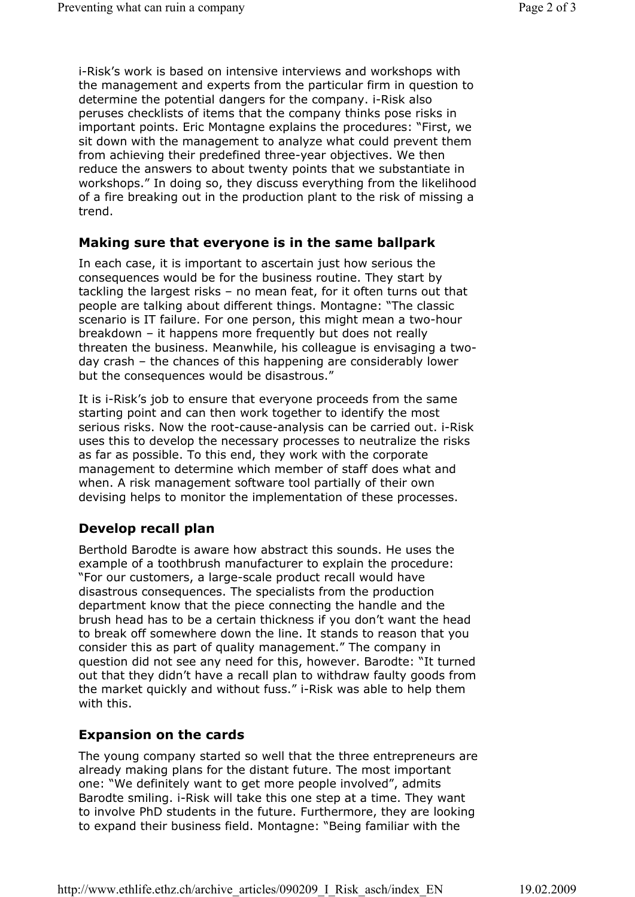i-Risk's work is based on intensive interviews and workshops with the management and experts from the particular firm in question to determine the potential dangers for the company. i-Risk also peruses checklists of items that the company thinks pose risks in important points. Eric Montagne explains the procedures: "First, we sit down with the management to analyze what could prevent them from achieving their predefined three-year objectives. We then reduce the answers to about twenty points that we substantiate in workshops." In doing so, they discuss everything from the likelihood of a fire breaking out in the production plant to the risk of missing a trend.

## Making sure that everyone is in the same ballpark

In each case, it is important to ascertain just how serious the consequences would be for the business routine. They start by tackling the largest risks – no mean feat, for it often turns out that people are talking about different things. Montagne: "The classic scenario is IT failure. For one person, this might mean a two-hour breakdown – it happens more frequently but does not really threaten the business. Meanwhile, his colleague is envisaging a two-day crash – the chances of this happening are considerably lower but the consequences would be disastrous."

It is i-Risk's job to ensure that everyone proceeds from the same starting point and can then work together to identify the most serious risks. Now the root-cause-analysis can be carried out. i-Risk uses this to develop the necessary processes to neutralize the risks as far as possible. To this end, they work with the corporate management to determine which member of staff does what and when. A risk management software tool partially of their own devising helps to monitor the implementation of these processes.

## Develop recall plan

Berthold Barodte is aware how abstract this sounds. He uses the example of a toothbrush manufacturer to explain the procedure: "For our customers, a large-scale product recall would have disastrous consequences. The specialists from the production department know that the piece connecting the handle and the brush head has to be a certain thickness if you don't want the head to break off somewhere down the line. It stands to reason that you consider this as part of quality management." The company in question did not see any need for this, however. Barodte: "It turned out that they didn't have a recall plan to withdraw faulty goods from the market quickly and without fuss." i-Risk was able to help them with this.

## Expansion on the cards

The young company started so well that the three entrepreneurs are already making plans for the distant future. The most important one: "We definitely want to get more people involved", admits Barodte smiling. i-Risk will take this one step at a time. They want to involve PhD students in the future. Furthermore, they are looking to expand their business field. Montagne: "Being familiar with the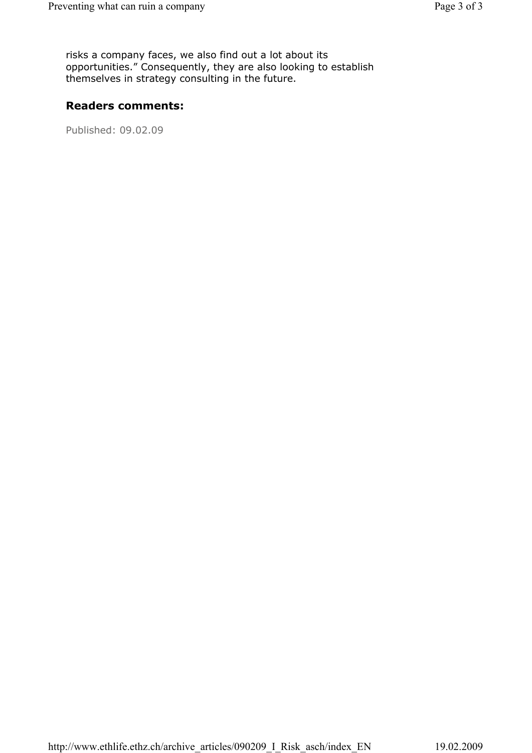risks a company faces, we also find out a lot about its opportunities." Consequently, they are also looking to establish themselves in strategy consulting in the future.

**Readers comments:**

Published: 09.02.09